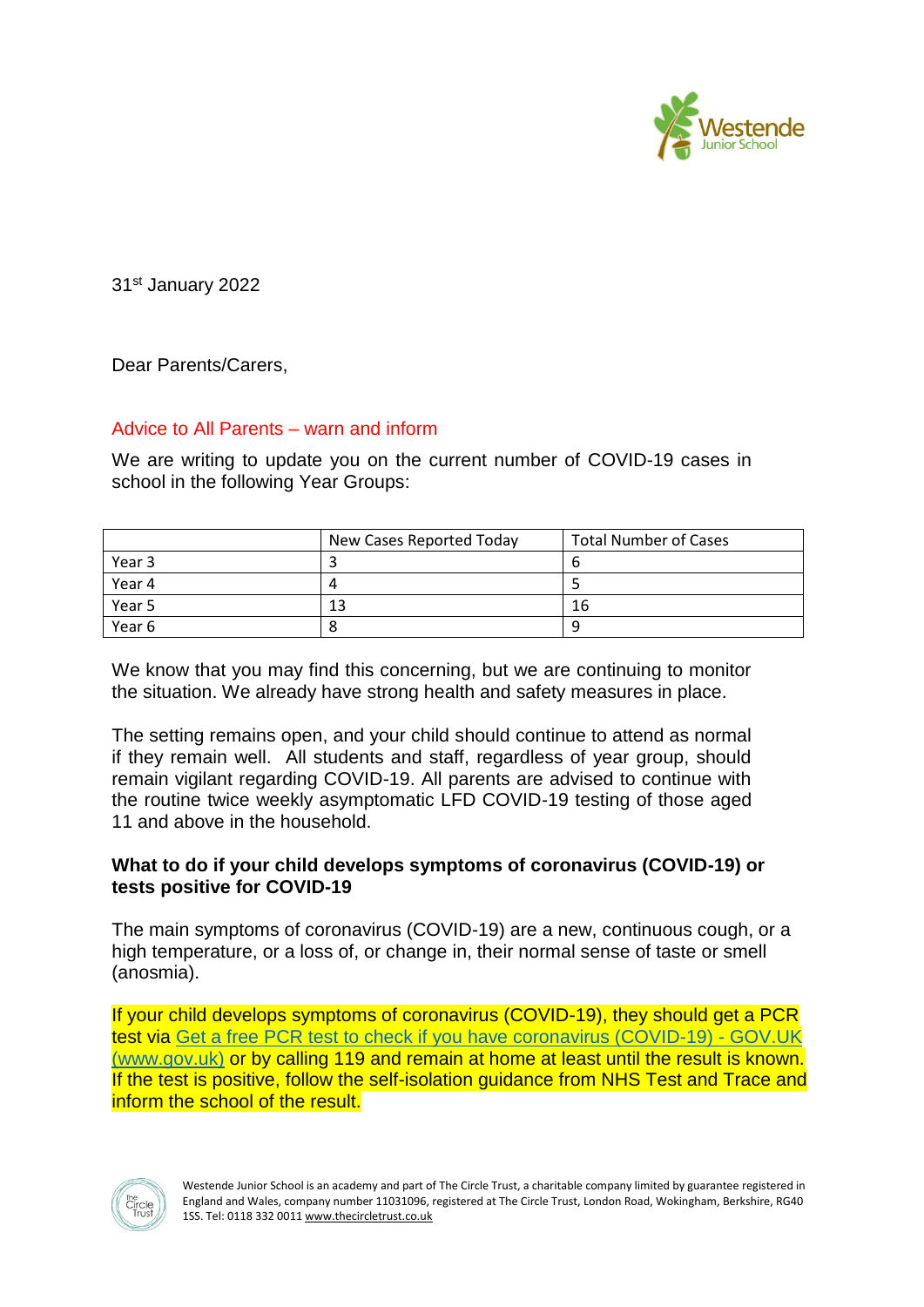31st January 2022

Dear Parents/Carers,

## Advice to All Parents – warn and inform

We are writing to update you on the current number of COVID-19 cases in school in the following Year Groups:

| | New Cases Reported Today | Total Number of Cases |
|---|---|---|
| Year 3 | 3 | 6 |
| Year 4 | 4 | 5 |
| Year 5 | 13 | 16 |
| Year 6 | 8 | 9 |

We know that you may find this concerning, but we are continuing to monitor the situation. We already have strong health and safety measures in place.

The setting remains open, and your child should continue to attend as normal if they remain well. All students and staff, regardless of year group, should remain vigilant regarding COVID-19. All parents are advised to continue with the routine twice weekly asymptomatic LFD COVID-19 testing of those aged 11 and above in the household.

**What to do if your child develops symptoms of coronavirus (COVID-19) or tests positive for COVID-19**

The main symptoms of coronavirus (COVID-19) are a new, continuous cough, or a high temperature, or a loss of, or change in, their normal sense of taste or smell (anosmia).

If your child develops symptoms of coronavirus (COVID-19), they should get a PCR test via [Get a free PCR test to check if you have coronavirus (COVID-19) - GOV.UK (www.gov.uk)](http://www.gov.uk) or by calling 119 and remain at home at least until the result is known. If the test is positive, follow the self-isolation guidance from NHS Test and Trace and inform the school of the result.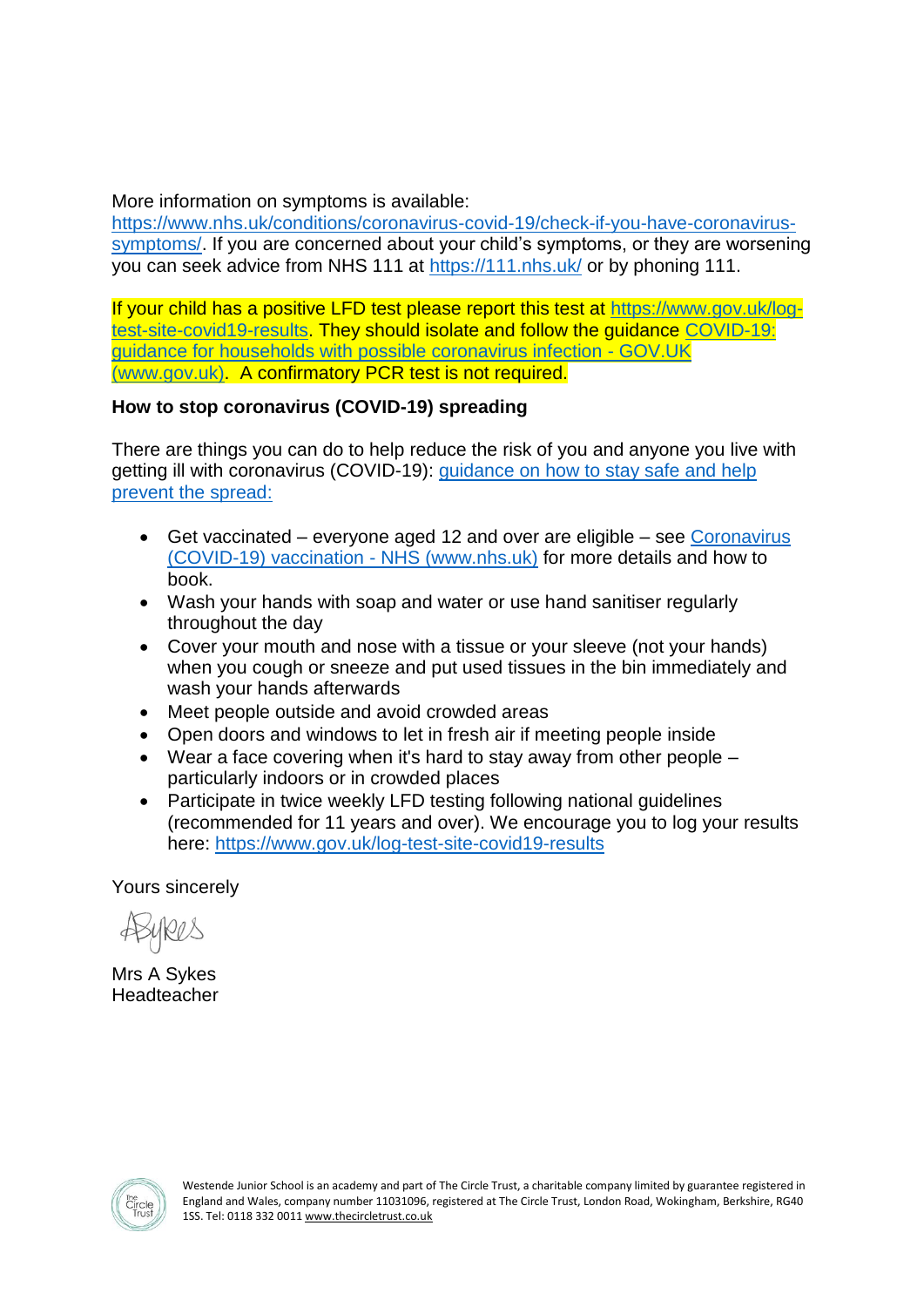More information on symptoms is available: https://www.nhs.uk/conditions/coronavirus-covid-19/check-if-you-have-coronavirus-symptoms/. If you are concerned about your child's symptoms, or they are worsening you can seek advice from NHS 111 at https://111.nhs.uk/ or by phoning 111.

If your child has a positive LFD test please report this test at https://www.gov.uk/log-test-site-covid19-results. They should isolate and follow the guidance COVID-19: guidance for households with possible coronavirus infection - GOV.UK (www.gov.uk). A confirmatory PCR test is not required.

**How to stop coronavirus (COVID-19) spreading**

There are things you can do to help reduce the risk of you and anyone you live with getting ill with coronavirus (COVID-19): guidance on how to stay safe and help prevent the spread:

- Get vaccinated – everyone aged 12 and over are eligible – see Coronavirus (COVID-19) vaccination - NHS (www.nhs.uk) for more details and how to book.
- Wash your hands with soap and water or use hand sanitiser regularly throughout the day
- Cover your mouth and nose with a tissue or your sleeve (not your hands) when you cough or sneeze and put used tissues in the bin immediately and wash your hands afterwards
- Meet people outside and avoid crowded areas
- Open doors and windows to let in fresh air if meeting people inside
- Wear a face covering when it's hard to stay away from other people – particularly indoors or in crowded places
- Participate in twice weekly LFD testing following national guidelines (recommended for 11 years and over). We encourage you to log your results here: https://www.gov.uk/log-test-site-covid19-results

Yours sincerely

ASykes

Mrs A Sykes
Headteacher

Westende Junior School is an academy and part of The Circle Trust, a charitable company limited by guarantee registered in England and Wales, company number 11031096, registered at The Circle Trust, London Road, Wokingham, Berkshire, RG40 1SS. Tel: 0118 332 0011 www.thecircletrust.co.uk